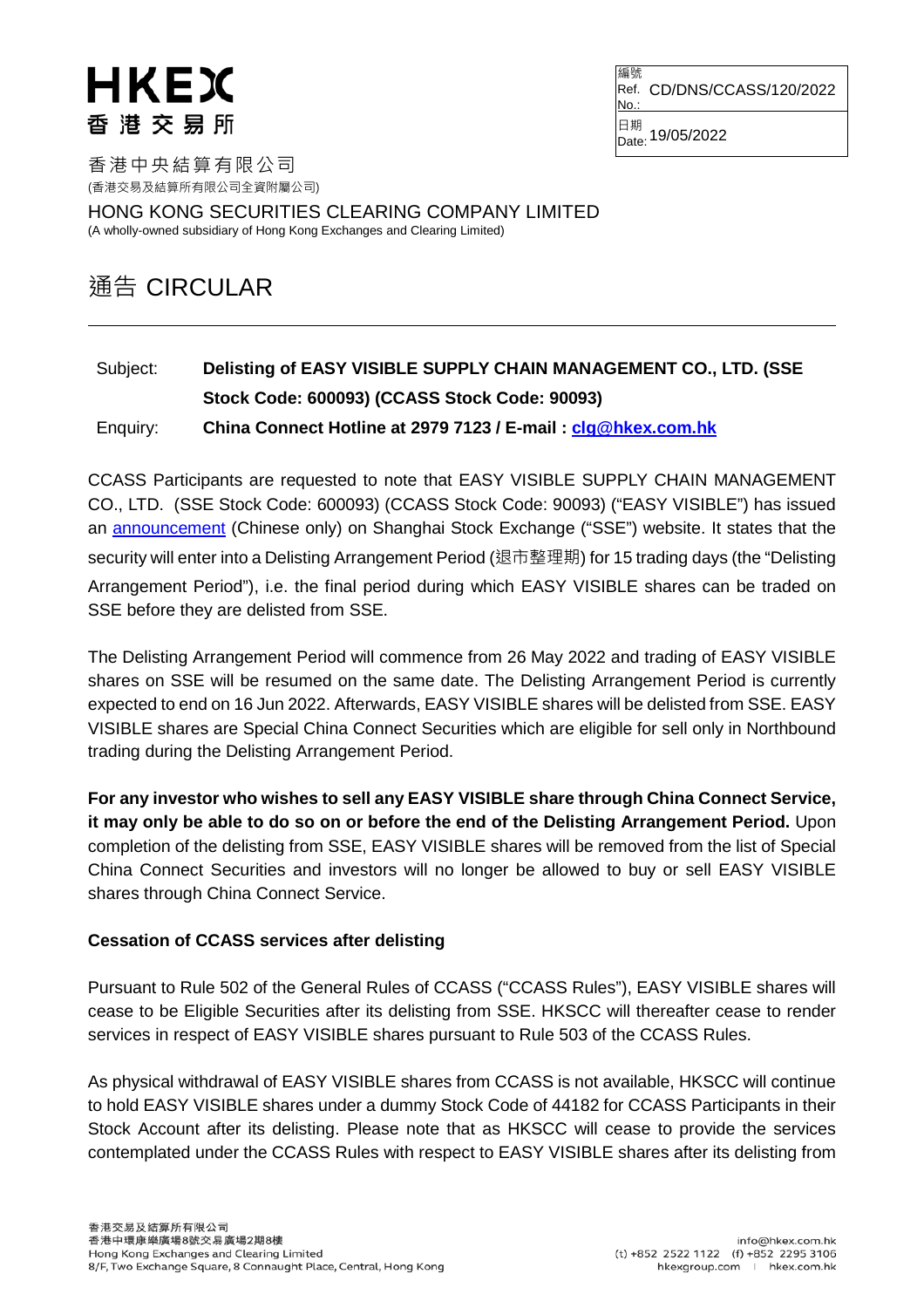# HKEX 香港交易所

| 編號 Ref. No.: | CD/DNS/CCASS/120/2022 |
|---|---|
| 日期 Date: | 19/05/2022 |

香港中央結算有限公司
(香港交易及結算所有限公司全資附屬公司)

HONG KONG SECURITIES CLEARING COMPANY LIMITED
(A wholly-owned subsidiary of Hong Kong Exchanges and Clearing Limited)

## 通告 CIRCULAR

Subject: **Delisting of EASY VISIBLE SUPPLY CHAIN MANAGEMENT CO., LTD. (SSE Stock Code: 600093) (CCASS Stock Code: 90093)**

Enquiry: **China Connect Hotline at 2979 7123 / E-mail : clg@hkex.com.hk**

CCASS Participants are requested to note that EASY VISIBLE SUPPLY CHAIN MANAGEMENT CO., LTD. (SSE Stock Code: 600093) (CCASS Stock Code: 90093) ("EASY VISIBLE") has issued an announcement (Chinese only) on Shanghai Stock Exchange ("SSE") website. It states that the security will enter into a Delisting Arrangement Period (退市整理期) for 15 trading days (the "Delisting Arrangement Period"), i.e. the final period during which EASY VISIBLE shares can be traded on SSE before they are delisted from SSE.

The Delisting Arrangement Period will commence from 26 May 2022 and trading of EASY VISIBLE shares on SSE will be resumed on the same date. The Delisting Arrangement Period is currently expected to end on 16 Jun 2022. Afterwards, EASY VISIBLE shares will be delisted from SSE. EASY VISIBLE shares are Special China Connect Securities which are eligible for sell only in Northbound trading during the Delisting Arrangement Period.

**For any investor who wishes to sell any EASY VISIBLE share through China Connect Service, it may only be able to do so on or before the end of the Delisting Arrangement Period.** Upon completion of the delisting from SSE, EASY VISIBLE shares will be removed from the list of Special China Connect Securities and investors will no longer be allowed to buy or sell EASY VISIBLE shares through China Connect Service.

### Cessation of CCASS services after delisting

Pursuant to Rule 502 of the General Rules of CCASS ("CCASS Rules"), EASY VISIBLE shares will cease to be Eligible Securities after its delisting from SSE. HKSCC will thereafter cease to render services in respect of EASY VISIBLE shares pursuant to Rule 503 of the CCASS Rules.

As physical withdrawal of EASY VISIBLE shares from CCASS is not available, HKSCC will continue to hold EASY VISIBLE shares under a dummy Stock Code of 44182 for CCASS Participants in their Stock Account after its delisting. Please note that as HKSCC will cease to provide the services contemplated under the CCASS Rules with respect to EASY VISIBLE shares after its delisting from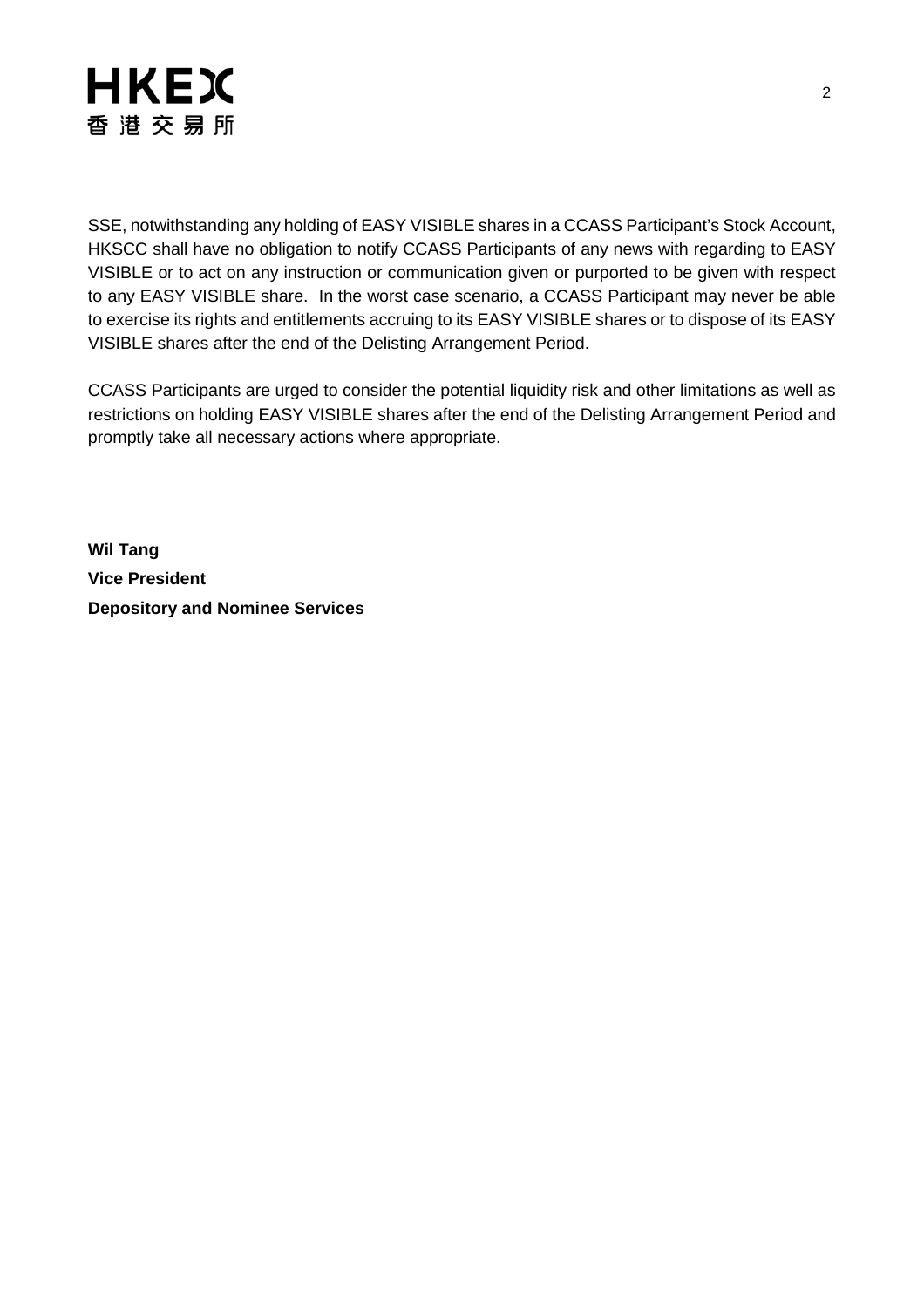SSE, notwithstanding any holding of EASY VISIBLE shares in a CCASS Participant's Stock Account, HKSCC shall have no obligation to notify CCASS Participants of any news with regarding to EASY VISIBLE or to act on any instruction or communication given or purported to be given with respect to any EASY VISIBLE share. In the worst case scenario, a CCASS Participant may never be able to exercise its rights and entitlements accruing to its EASY VISIBLE shares or to dispose of its EASY VISIBLE shares after the end of the Delisting Arrangement Period.

CCASS Participants are urged to consider the potential liquidity risk and other limitations as well as restrictions on holding EASY VISIBLE shares after the end of the Delisting Arrangement Period and promptly take all necessary actions where appropriate.

**Wil Tang**
**Vice President**
**Depository and Nominee Services**